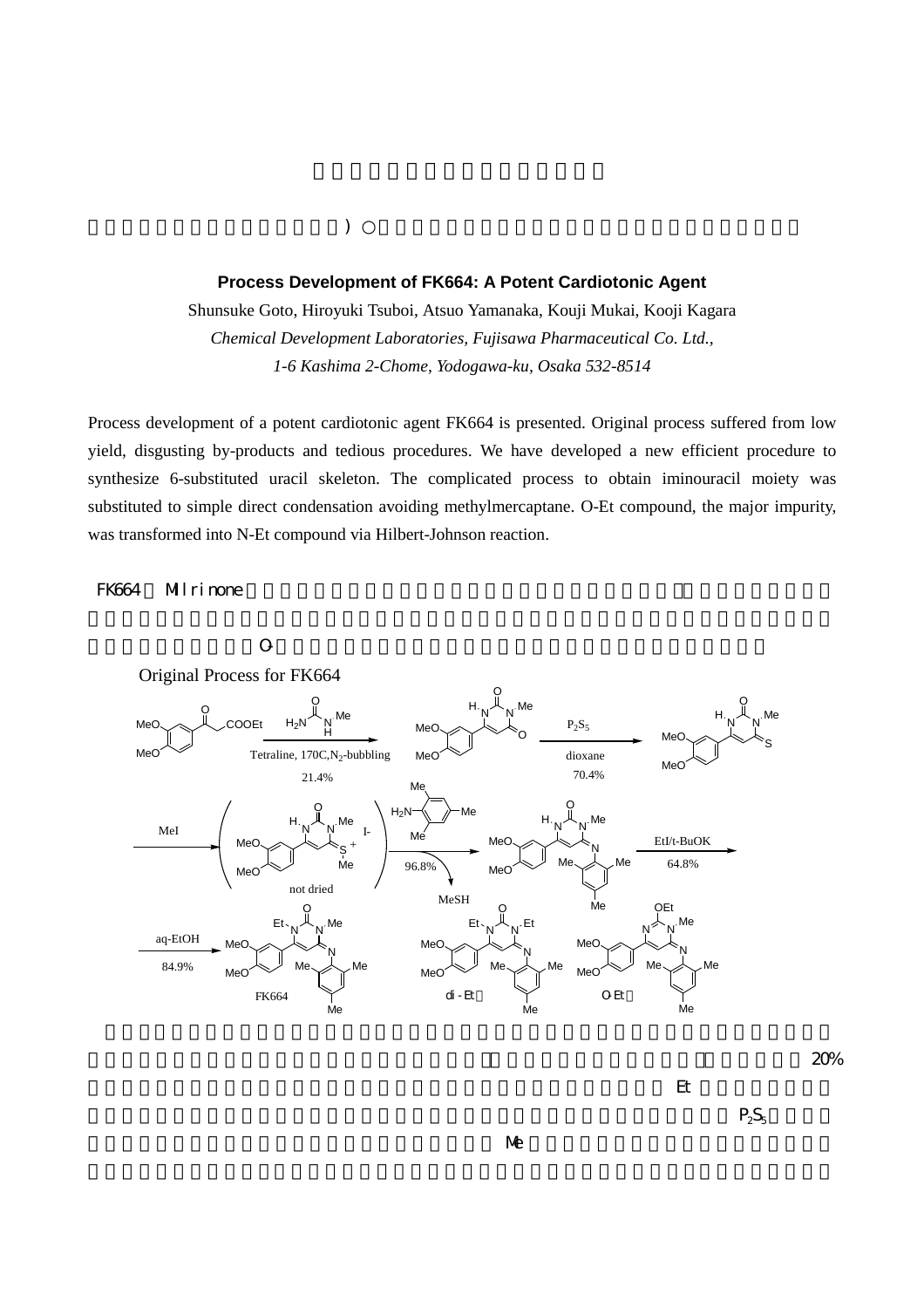**Process Development of FK664: A Potent Cardiotonic Agent**

Shunsuke Goto, Hiroyuki Tsuboi, Atsuo Yamanaka, Kouji Mukai, Kooji Kagara

*Chemical Development Laboratories, Fujisawa Pharmaceutical Co. Ltd.,*

*1-6 Kashima 2-Chome, Yodogawa-ku, Osaka 532-8514*

Process development of a potent cardiotonic agent FK664 is presented. Original process suffered from low yield, disgusting by-products and tedious procedures. We have developed a new efficient procedure to synthesize 6-substituted uracil skeleton. The complicated process to obtain iminouracil moiety was substituted to simple direct condensation avoiding methylmercaptane. O-Et compound, the major impurity, was transformed into N-Et compound via Hilbert-Johnson reaction.

FK664 Milrinone

O-

Original Process for FK664

Tetraline, 170C, $N_2$-bubbling 21.4%

$P_2S_5$ dioxane 70.4%

MeI

not dried

96.8%

MeSH

EtI/t-BuOK 64.8%

aq-EtOH 84.9%

FK664

di-Et

O-Et

20%

Et

$P_2S_5$

Me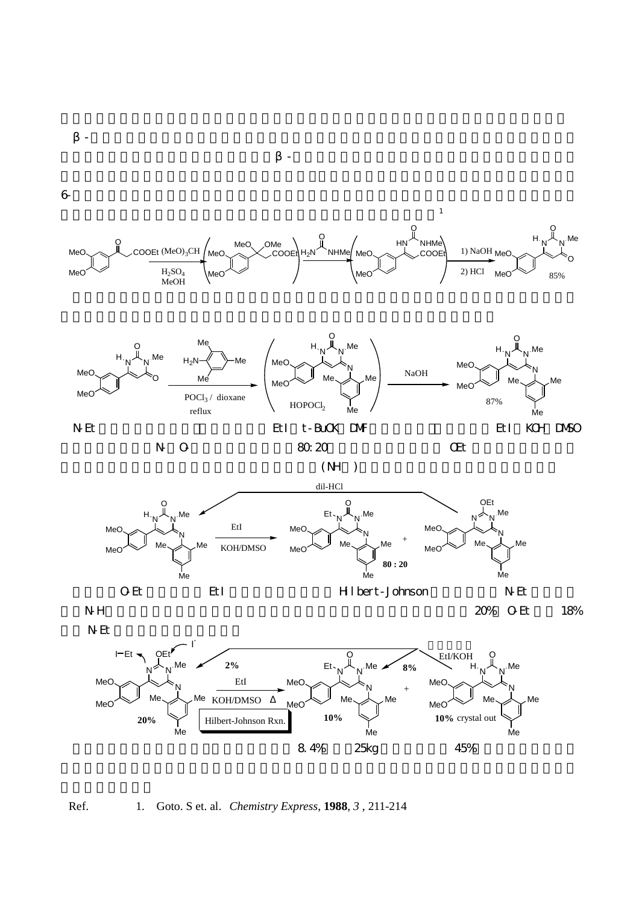β-

β-

6-

[1]

MeO, MeO-aryl–C(=O)CH₂COOEt →[(MeO)₃CH, H₂SO₄, MeOH] (dimethyl ketal, COOEt) →[H₂N–C(=O)–NHMe] (enamine ureide, COOEt) →[1) NaOH 2) HCl] pyrimidinone 85%

$H_2N$-mesityl (Me, Me, Me) ; $POCl_3$ / dioxane reflux ; $HOPOCl_2$ ; NaOH ; 87%

N-Et EtI t-BuOK DMF EtI KOH DMSO

N- O- 80:20 OEt

(NH )

dil-HCl

EtI

KOH/DMSO

80 : 20

O-Et EtI Hilbert-Johnson N-Et

N-H 20% O-Et 18%

N-Et

I–Et OEt $I^-$

2%

EtI

KOH/DMSO Δ

Hilbert-Johnson Rxn.

20%

10%

8%

EtI/KOH

10% crystal out

8.4% 25kg 45%

Ref. 1. Goto. S et. al. *Chemistry Express*, **1988**, *3*, 211-214